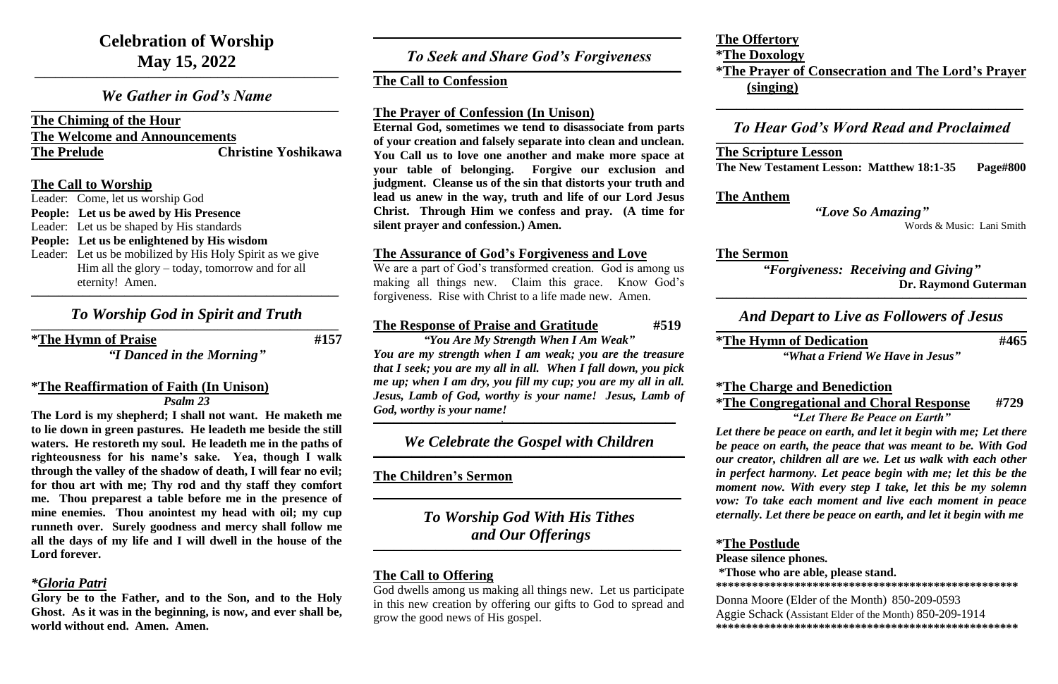# Celebration of Worship
# May 15, 2022

## *We Gather in God's Name*

**The Chiming of the Hour**
**The Welcome and Announcements**
**The Prelude** — **Christine Yoshikawa**

**The Call to Worship**

Leader: Come, let us worship God
**People: Let us be awed by His Presence**
Leader: Let us be shaped by His standards
**People: Let us be enlightened by His wisdom**
Leader: Let us be mobilized by His Holy Spirit as we give Him all the glory – today, tomorrow and for all eternity! Amen.

## *To Worship God in Spirit and Truth*

**\*The Hymn of Praise** — **#157**
***"I Danced in the Morning"***

**\*The Reaffirmation of Faith (In Unison)**
***Psalm 23***

**The Lord is my shepherd; I shall not want. He maketh me to lie down in green pastures. He leadeth me beside the still waters. He restoreth my soul. He leadeth me in the paths of righteousness for his name's sake. Yea, though I walk through the valley of the shadow of death, I will fear no evil; for thou art with me; Thy rod and thy staff they comfort me. Thou preparest a table before me in the presence of mine enemies. Thou anointest my head with oil; my cup runneth over. Surely goodness and mercy shall follow me all the days of my life and I will dwell in the house of the Lord forever.**

***\*Gloria Patri***

**Glory be to the Father, and to the Son, and to the Holy Ghost. As it was in the beginning, is now, and ever shall be, world without end. Amen. Amen.**

## *To Seek and Share God's Forgiveness*

**The Call to Confession**

**The Prayer of Confession (In Unison)**

**Eternal God, sometimes we tend to disassociate from parts of your creation and falsely separate into clean and unclean. You Call us to love one another and make more space at your table of belonging. Forgive our exclusion and judgment. Cleanse us of the sin that distorts your truth and lead us anew in the way, truth and life of our Lord Jesus Christ. Through Him we confess and pray. (A time for silent prayer and confession.) Amen.**

**The Assurance of God's Forgiveness and Love**

We are a part of God's transformed creation. God is among us making all things new. Claim this grace. Know God's forgiveness. Rise with Christ to a life made new. Amen.

**The Response of Praise and Gratitude** — **#519**
***"You Are My Strength When I Am Weak"***

***You are my strength when I am weak; you are the treasure that I seek; you are my all in all. When I fall down, you pick me up; when I am dry, you fill my cup; you are my all in all. Jesus, Lamb of God, worthy is your name! Jesus, Lamb of God, worthy is your name!***

## *We Celebrate the Gospel with Children*

**The Children's Sermon**

## *To Worship God With His Tithes and Our Offerings*

**The Call to Offering**

God dwells among us making all things new. Let us participate in this new creation by offering our gifts to God to spread and grow the good news of His gospel.

**The Offertory**
**\*The Doxology**
**\*The Prayer of Consecration and The Lord's Prayer (singing)**

## *To Hear God's Word Read and Proclaimed*

**The Scripture Lesson**
**The New Testament Lesson: Matthew 18:1-35** — **Page#800**

**The Anthem**

***"Love So Amazing"***
Words & Music: Lani Smith

**The Sermon**

***"Forgiveness: Receiving and Giving"***
**Dr. Raymond Guterman**

## *And Depart to Live as Followers of Jesus*

**\*The Hymn of Dedication** — **#465**
***"What a Friend We Have in Jesus"***

**\*The Charge and Benediction**

**\*The Congregational and Choral Response** — **#729**
***"Let There Be Peace on Earth"***

***Let there be peace on earth, and let it begin with me; Let there be peace on earth, the peace that was meant to be. With God our creator, children all are we. Let us walk with each other in perfect harmony. Let peace begin with me; let this be the moment now. With every step I take, let this be my solemn vow: To take each moment and live each moment in peace eternally. Let there be peace on earth, and let it begin with me***

**\*The Postlude**

**Please silence phones.**
**\*Those who are able, please stand.**

\*\*\*\*\*\*\*\*\*\*\*\*\*\*\*\*\*\*\*\*\*\*\*\*\*\*\*\*\*\*\*\*\*\*\*\*\*\*\*\*\*\*\*\*\*\*\*\*\*\*\*\*\*

Donna Moore (Elder of the Month) 850-209-0593
Aggie Schack (Assistant Elder of the Month) 850-209-1914

\*\*\*\*\*\*\*\*\*\*\*\*\*\*\*\*\*\*\*\*\*\*\*\*\*\*\*\*\*\*\*\*\*\*\*\*\*\*\*\*\*\*\*\*\*\*\*\*\*\*\*\*\*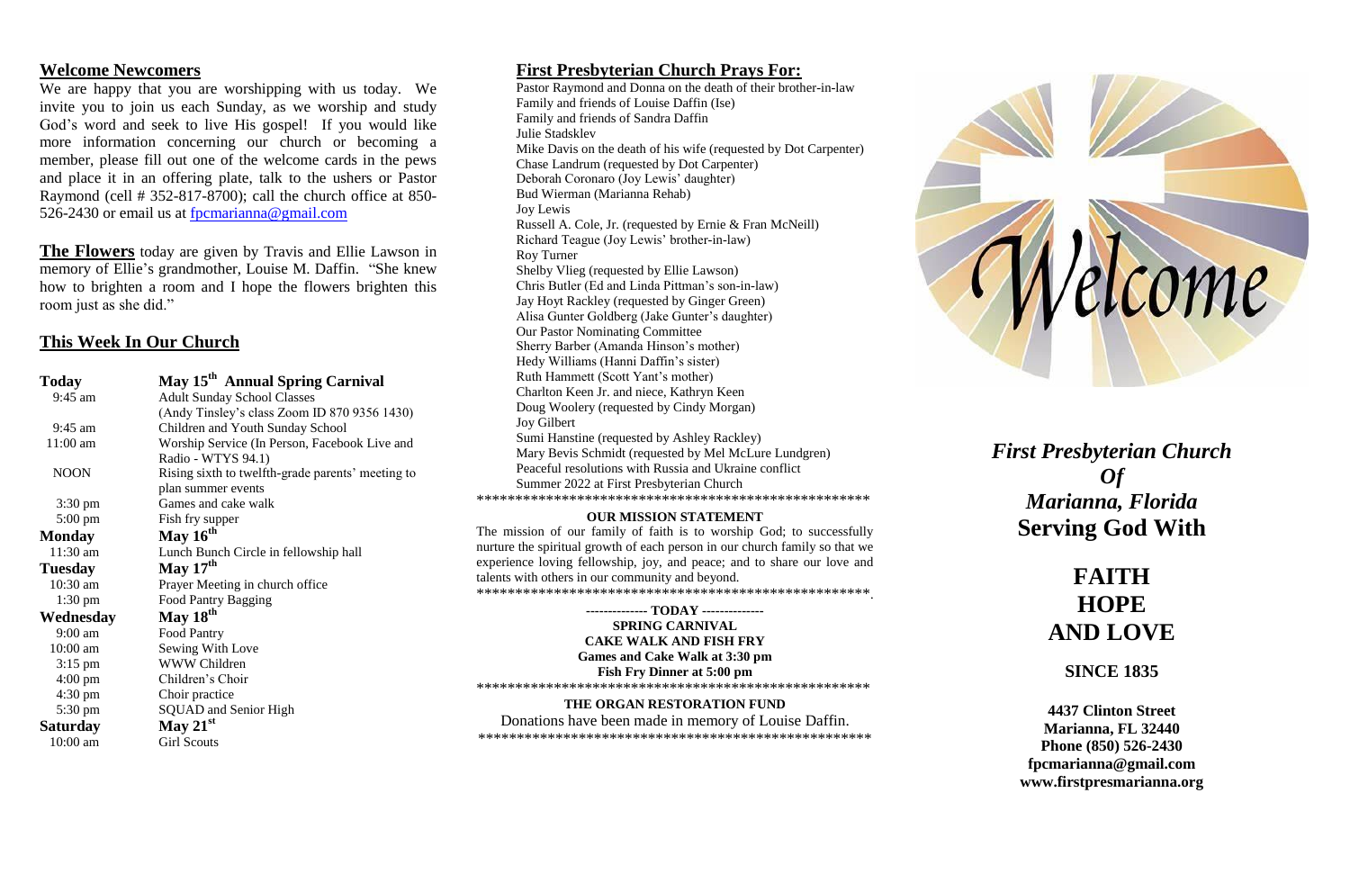## Welcome Newcomers

We are happy that you are worshipping with us today. We invite you to join us each Sunday, as we worship and study God's word and seek to live His gospel! If you would like more information concerning our church or becoming a member, please fill out one of the welcome cards in the pews and place it in an offering plate, talk to the ushers or Pastor Raymond (cell # 352-817-8700); call the church office at 850-526-2430 or email us at fpcmarianna@gmail.com

**The Flowers** today are given by Travis and Ellie Lawson in memory of Ellie's grandmother, Louise M. Daffin. "She knew how to brighten a room and I hope the flowers brighten this room just as she did."

## This Week In Our Church

| | |
|---|---|
| **Today** | **May 15th Annual Spring Carnival** |
| 9:45 am | Adult Sunday School Classes (Andy Tinsley's class Zoom ID 870 9356 1430) |
| 9:45 am | Children and Youth Sunday School |
| 11:00 am | Worship Service (In Person, Facebook Live and Radio - WTYS 94.1) |
| NOON | Rising sixth to twelfth-grade parents' meeting to plan summer events |
| 3:30 pm | Games and cake walk |
| 5:00 pm | Fish fry supper |
| **Monday** | **May 16th** |
| 11:30 am | Lunch Bunch Circle in fellowship hall |
| **Tuesday** | **May 17th** |
| 10:30 am | Prayer Meeting in church office |
| 1:30 pm | Food Pantry Bagging |
| **Wednesday** | **May 18th** |
| 9:00 am | Food Pantry |
| 10:00 am | Sewing With Love |
| 3:15 pm | WWW Children |
| 4:00 pm | Children's Choir |
| 4:30 pm | Choir practice |
| 5:30 pm | SQUAD and Senior High |
| **Saturday** | **May 21st** |
| 10:00 am | Girl Scouts |

## First Presbyterian Church Prays For:

Pastor Raymond and Donna on the death of their brother-in-law
Family and friends of Louise Daffin (Ise)
Family and friends of Sandra Daffin
Julie Stadsklev
Mike Davis on the death of his wife (requested by Dot Carpenter)
Chase Landrum (requested by Dot Carpenter)
Deborah Coronaro (Joy Lewis' daughter)
Bud Wierman (Marianna Rehab)
Joy Lewis
Russell A. Cole, Jr. (requested by Ernie & Fran McNeill)
Richard Teague (Joy Lewis' brother-in-law)
Roy Turner
Shelby Vlieg (requested by Ellie Lawson)
Chris Butler (Ed and Linda Pittman's son-in-law)
Jay Hoyt Rackley (requested by Ginger Green)
Alisa Gunter Goldberg (Jake Gunter's daughter)
Our Pastor Nominating Committee
Sherry Barber (Amanda Hinson's mother)
Hedy Williams (Hanni Daffin's sister)
Ruth Hammett (Scott Yant's mother)
Charlton Keen Jr. and niece, Kathryn Keen
Doug Woolery (requested by Cindy Morgan)
Joy Gilbert
Sumi Hanstine (requested by Ashley Rackley)
Mary Bevis Schmidt (requested by Mel McLure Lundgren)
Peaceful resolutions with Russia and Ukraine conflict
Summer 2022 at First Presbyterian Church

*****************************************************

**OUR MISSION STATEMENT**

The mission of our family of faith is to worship God; to successfully nurture the spiritual growth of each person in our church family so that we experience loving fellowship, joy, and peace; and to share our love and talents with others in our community and beyond.

*****************************************************

**-------------- TODAY --------------**
**SPRING CARNIVAL**
**CAKE WALK AND FISH FRY**
**Games and Cake Walk at 3:30 pm**
**Fish Fry Dinner at 5:00 pm**

*****************************************************

**THE ORGAN RESTORATION FUND**

Donations have been made in memory of Louise Daffin.

*****************************************************

Welcome

*First Presbyterian Church Of Marianna, Florida*

**Serving God With**

# FAITH HOPE AND LOVE

**SINCE 1835**

**4437 Clinton Street**
**Marianna, FL 32440**
**Phone (850) 526-2430**
**fpcmarianna@gmail.com**
**www.firstpresmarianna.org**